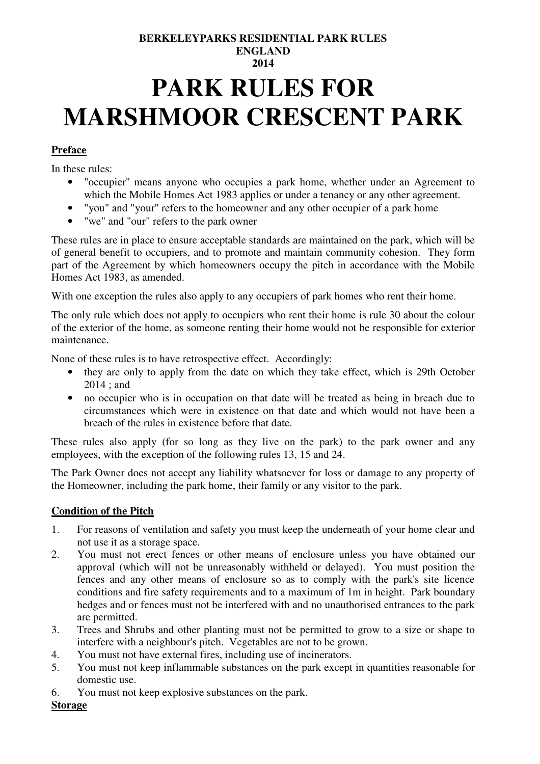**BERKELEYPARKS RESIDENTIAL PARK RULES**
**ENGLAND**
**2014**

# PARK RULES FOR MARSHMOOR CRESCENT PARK

## Preface

In these rules:

- "occupier" means anyone who occupies a park home, whether under an Agreement to which the Mobile Homes Act 1983 applies or under a tenancy or any other agreement.
- "you" and "your" refers to the homeowner and any other occupier of a park home
- "we" and "our" refers to the park owner

These rules are in place to ensure acceptable standards are maintained on the park, which will be of general benefit to occupiers, and to promote and maintain community cohesion. They form part of the Agreement by which homeowners occupy the pitch in accordance with the Mobile Homes Act 1983, as amended.

With one exception the rules also apply to any occupiers of park homes who rent their home.

The only rule which does not apply to occupiers who rent their home is rule 30 about the colour of the exterior of the home, as someone renting their home would not be responsible for exterior maintenance.

None of these rules is to have retrospective effect. Accordingly:

- they are only to apply from the date on which they take effect, which is 29th October 2014 ; and
- no occupier who is in occupation on that date will be treated as being in breach due to circumstances which were in existence on that date and which would not have been a breach of the rules in existence before that date.

These rules also apply (for so long as they live on the park) to the park owner and any employees, with the exception of the following rules 13, 15 and 24.

The Park Owner does not accept any liability whatsoever for loss or damage to any property of the Homeowner, including the park home, their family or any visitor to the park.

## Condition of the Pitch

1. For reasons of ventilation and safety you must keep the underneath of your home clear and not use it as a storage space.
2. You must not erect fences or other means of enclosure unless you have obtained our approval (which will not be unreasonably withheld or delayed). You must position the fences and any other means of enclosure so as to comply with the park's site licence conditions and fire safety requirements and to a maximum of 1m in height. Park boundary hedges and or fences must not be interfered with and no unauthorised entrances to the park are permitted.
3. Trees and Shrubs and other planting must not be permitted to grow to a size or shape to interfere with a neighbour's pitch. Vegetables are not to be grown.
4. You must not have external fires, including use of incinerators.
5. You must not keep inflammable substances on the park except in quantities reasonable for domestic use.
6. You must not keep explosive substances on the park.

## Storage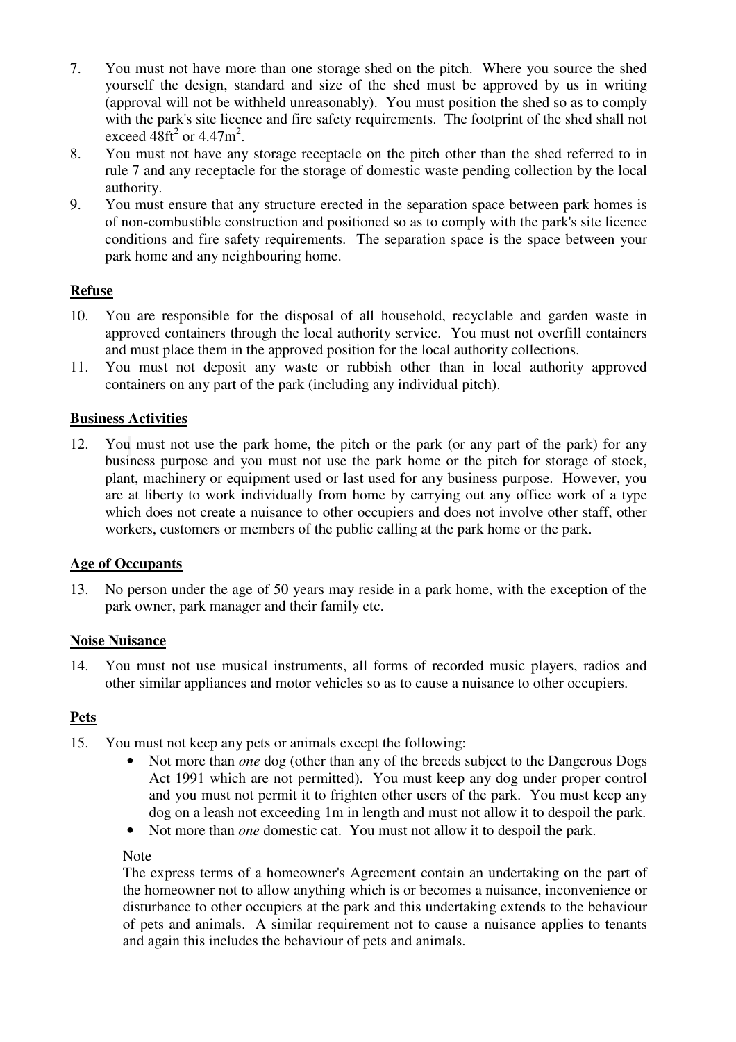7. You must not have more than one storage shed on the pitch. Where you source the shed yourself the design, standard and size of the shed must be approved by us in writing (approval will not be withheld unreasonably). You must position the shed so as to comply with the park's site licence and fire safety requirements. The footprint of the shed shall not exceed $48ft^2$ or $4.47m^2$.
8. You must not have any storage receptacle on the pitch other than the shed referred to in rule 7 and any receptacle for the storage of domestic waste pending collection by the local authority.
9. You must ensure that any structure erected in the separation space between park homes is of non-combustible construction and positioned so as to comply with the park's site licence conditions and fire safety requirements. The separation space is the space between your park home and any neighbouring home.

**Refuse**

10. You are responsible for the disposal of all household, recyclable and garden waste in approved containers through the local authority service. You must not overfill containers and must place them in the approved position for the local authority collections.
11. You must not deposit any waste or rubbish other than in local authority approved containers on any part of the park (including any individual pitch).

**Business Activities**

12. You must not use the park home, the pitch or the park (or any part of the park) for any business purpose and you must not use the park home or the pitch for storage of stock, plant, machinery or equipment used or last used for any business purpose. However, you are at liberty to work individually from home by carrying out any office work of a type which does not create a nuisance to other occupiers and does not involve other staff, other workers, customers or members of the public calling at the park home or the park.

**Age of Occupants**

13. No person under the age of 50 years may reside in a park home, with the exception of the park owner, park manager and their family etc.

**Noise Nuisance**

14. You must not use musical instruments, all forms of recorded music players, radios and other similar appliances and motor vehicles so as to cause a nuisance to other occupiers.

**Pets**

15. You must not keep any pets or animals except the following:
    - Not more than *one* dog (other than any of the breeds subject to the Dangerous Dogs Act 1991 which are not permitted). You must keep any dog under proper control and you must not permit it to frighten other users of the park. You must keep any dog on a leash not exceeding 1m in length and must not allow it to despoil the park.
    - Not more than *one* domestic cat. You must not allow it to despoil the park.

    Note

    The express terms of a homeowner's Agreement contain an undertaking on the part of the homeowner not to allow anything which is or becomes a nuisance, inconvenience or disturbance to other occupiers at the park and this undertaking extends to the behaviour of pets and animals. A similar requirement not to cause a nuisance applies to tenants and again this includes the behaviour of pets and animals.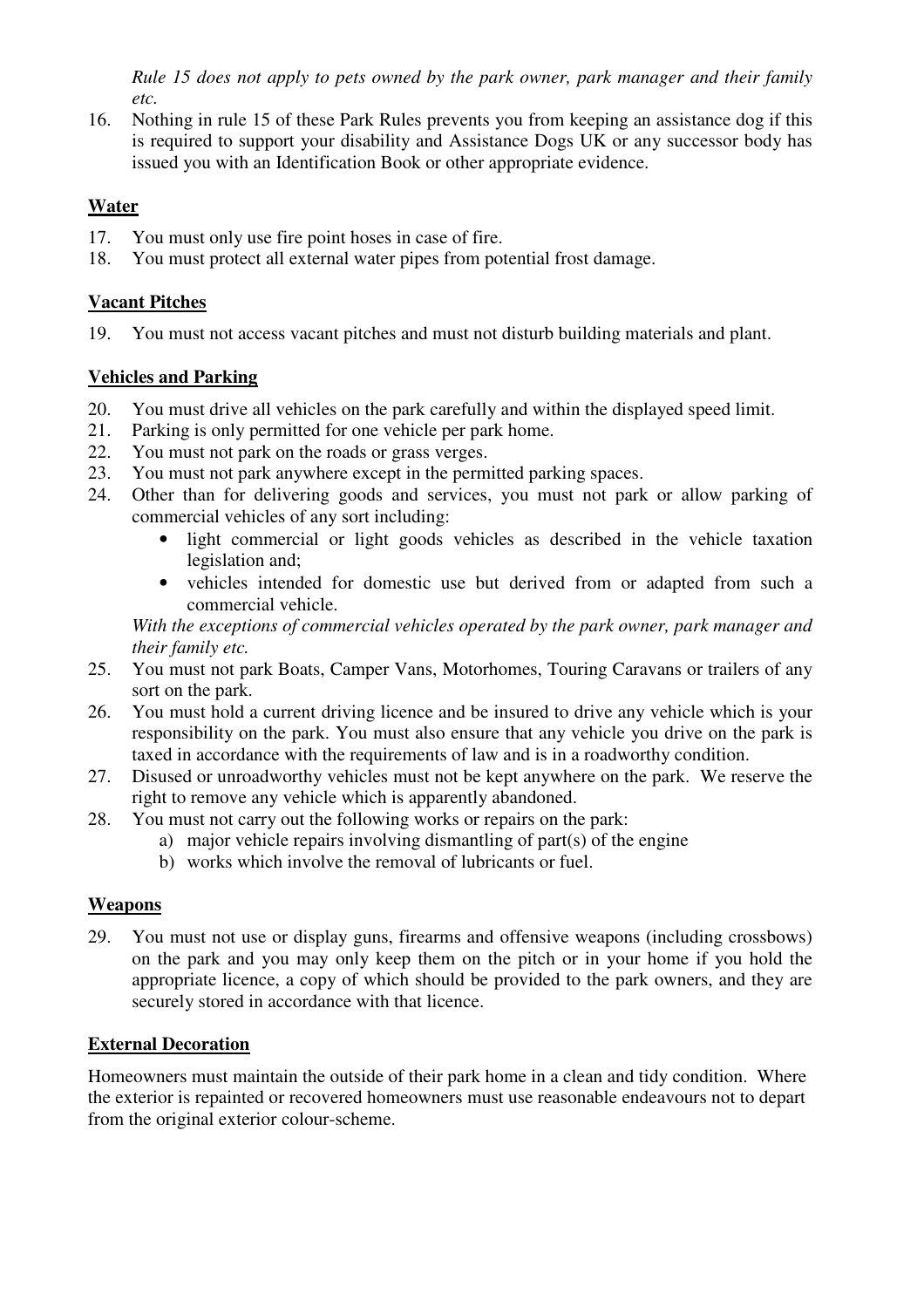*Rule 15 does not apply to pets owned by the park owner, park manager and their family etc.*

16. Nothing in rule 15 of these Park Rules prevents you from keeping an assistance dog if this is required to support your disability and Assistance Dogs UK or any successor body has issued you with an Identification Book or other appropriate evidence.

## Water

17. You must only use fire point hoses in case of fire.
18. You must protect all external water pipes from potential frost damage.

## Vacant Pitches

19. You must not access vacant pitches and must not disturb building materials and plant.

## Vehicles and Parking

20. You must drive all vehicles on the park carefully and within the displayed speed limit.
21. Parking is only permitted for one vehicle per park home.
22. You must not park on the roads or grass verges.
23. You must not park anywhere except in the permitted parking spaces.
24. Other than for delivering goods and services, you must not park or allow parking of commercial vehicles of any sort including:
    - light commercial or light goods vehicles as described in the vehicle taxation legislation and;
    - vehicles intended for domestic use but derived from or adapted from such a commercial vehicle.

    *With the exceptions of commercial vehicles operated by the park owner, park manager and their family etc.*
25. You must not park Boats, Camper Vans, Motorhomes, Touring Caravans or trailers of any sort on the park.
26. You must hold a current driving licence and be insured to drive any vehicle which is your responsibility on the park. You must also ensure that any vehicle you drive on the park is taxed in accordance with the requirements of law and is in a roadworthy condition.
27. Disused or unroadworthy vehicles must not be kept anywhere on the park. We reserve the right to remove any vehicle which is apparently abandoned.
28. You must not carry out the following works or repairs on the park:
    a) major vehicle repairs involving dismantling of part(s) of the engine
    b) works which involve the removal of lubricants or fuel.

## Weapons

29. You must not use or display guns, firearms and offensive weapons (including crossbows) on the park and you may only keep them on the pitch or in your home if you hold the appropriate licence, a copy of which should be provided to the park owners, and they are securely stored in accordance with that licence.

## External Decoration

Homeowners must maintain the outside of their park home in a clean and tidy condition. Where the exterior is repainted or recovered homeowners must use reasonable endeavours not to depart from the original exterior colour-scheme.